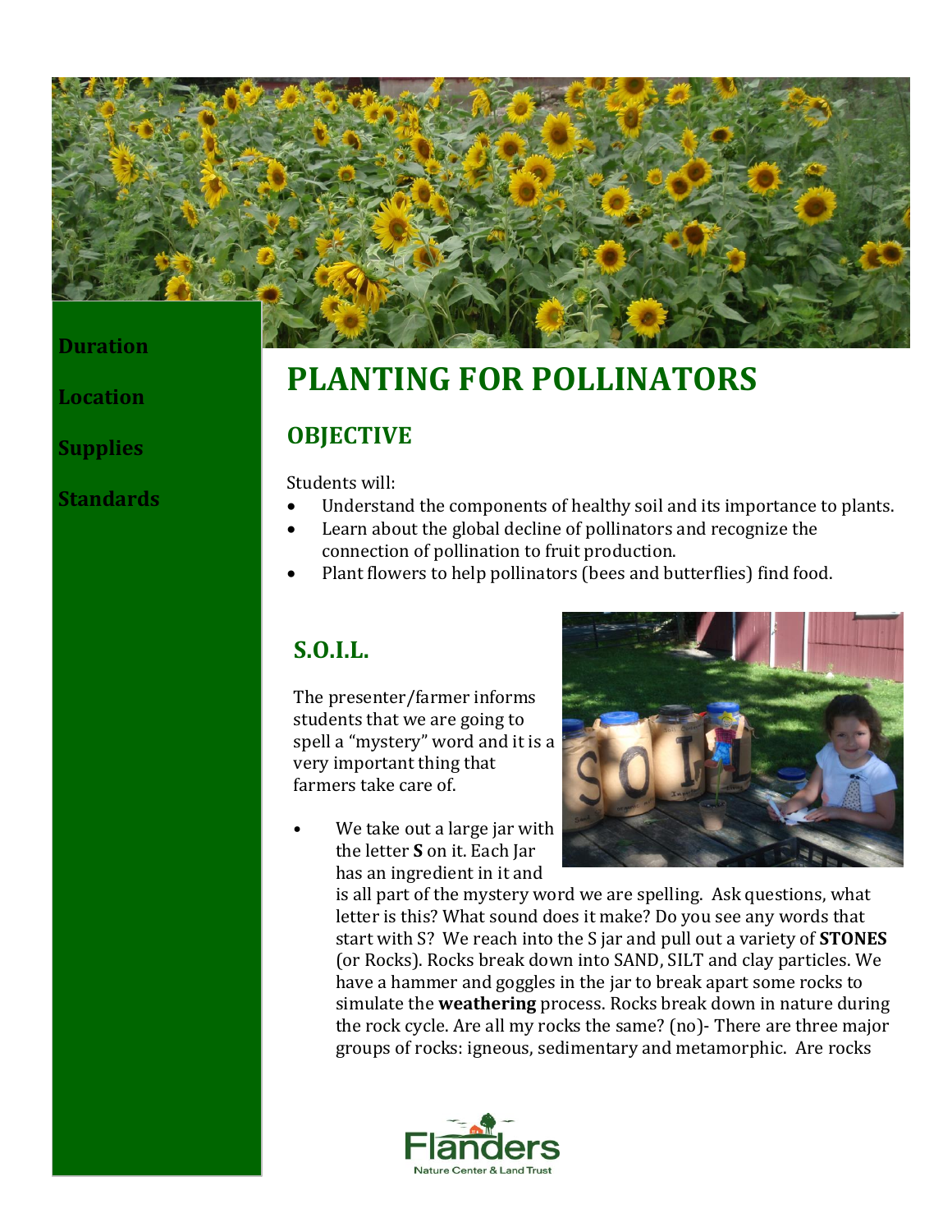**Duration**

**Location**

**Supplies**

**Standards**

# PLANTING FOR POLLINATORS

## OBJECTIVE

Students will:

- Understand the components of healthy soil and its importance to plants.
- Learn about the global decline of pollinators and recognize the connection of pollination to fruit production.
- Plant flowers to help pollinators (bees and butterflies) find food.

## S.O.I.L.

The presenter/farmer informs students that we are going to spell a "mystery" word and it is a very important thing that farmers take care of.

- We take out a large jar with the letter **S** on it. Each Jar has an ingredient in it and is all part of the mystery word we are spelling. Ask questions, what letter is this? What sound does it make? Do you see any words that start with S? We reach into the S jar and pull out a variety of **STONES** (or Rocks). Rocks break down into SAND, SILT and clay particles. We have a hammer and goggles in the jar to break apart some rocks to simulate the **weathering** process. Rocks break down in nature during the rock cycle. Are all my rocks the same? (no)- There are three major groups of rocks: igneous, sedimentary and metamorphic. Are rocks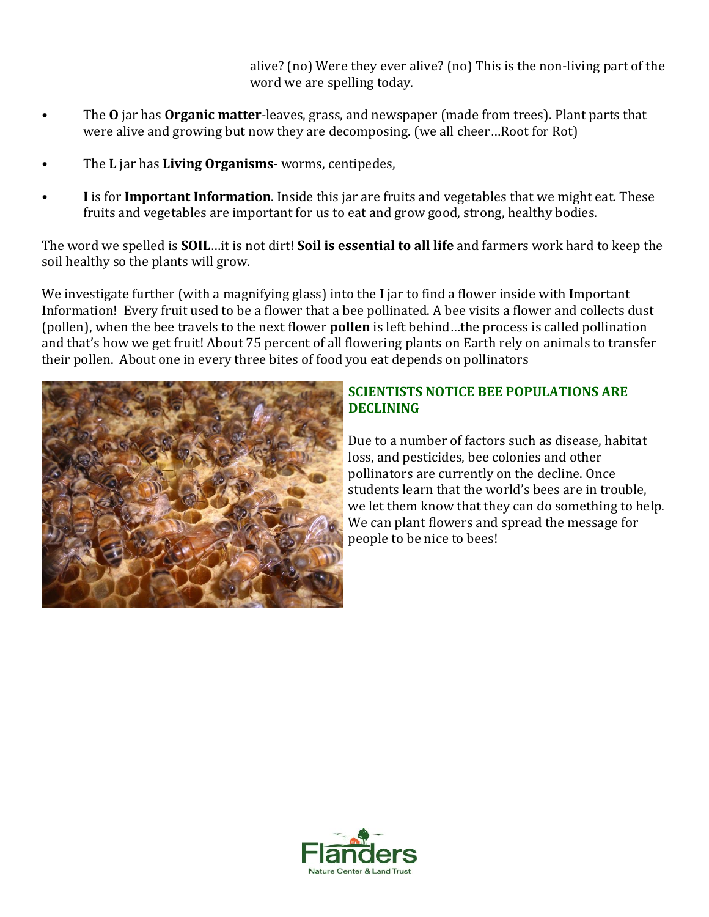alive? (no) Were they ever alive? (no) This is the non-living part of the word we are spelling today.

- The **O** jar has **Organic matter**-leaves, grass, and newspaper (made from trees). Plant parts that were alive and growing but now they are decomposing. (we all cheer…Root for Rot)
- The **L** jar has **Living Organisms**- worms, centipedes,
- **I** is for **Important Information**. Inside this jar are fruits and vegetables that we might eat. These fruits and vegetables are important for us to eat and grow good, strong, healthy bodies.

The word we spelled is **SOIL**…it is not dirt! **Soil is essential to all life** and farmers work hard to keep the soil healthy so the plants will grow.

We investigate further (with a magnifying glass) into the **I** jar to find a flower inside with **I**mportant **I**nformation! Every fruit used to be a flower that a bee pollinated. A bee visits a flower and collects dust (pollen), when the bee travels to the next flower **pollen** is left behind…the process is called pollination and that's how we get fruit! About 75 percent of all flowering plants on Earth rely on animals to transfer their pollen. About one in every three bites of food you eat depends on pollinators

## SCIENTISTS NOTICE BEE POPULATIONS ARE DECLINING

Due to a number of factors such as disease, habitat loss, and pesticides, bee colonies and other pollinators are currently on the decline. Once students learn that the world's bees are in trouble, we let them know that they can do something to help. We can plant flowers and spread the message for people to be nice to bees!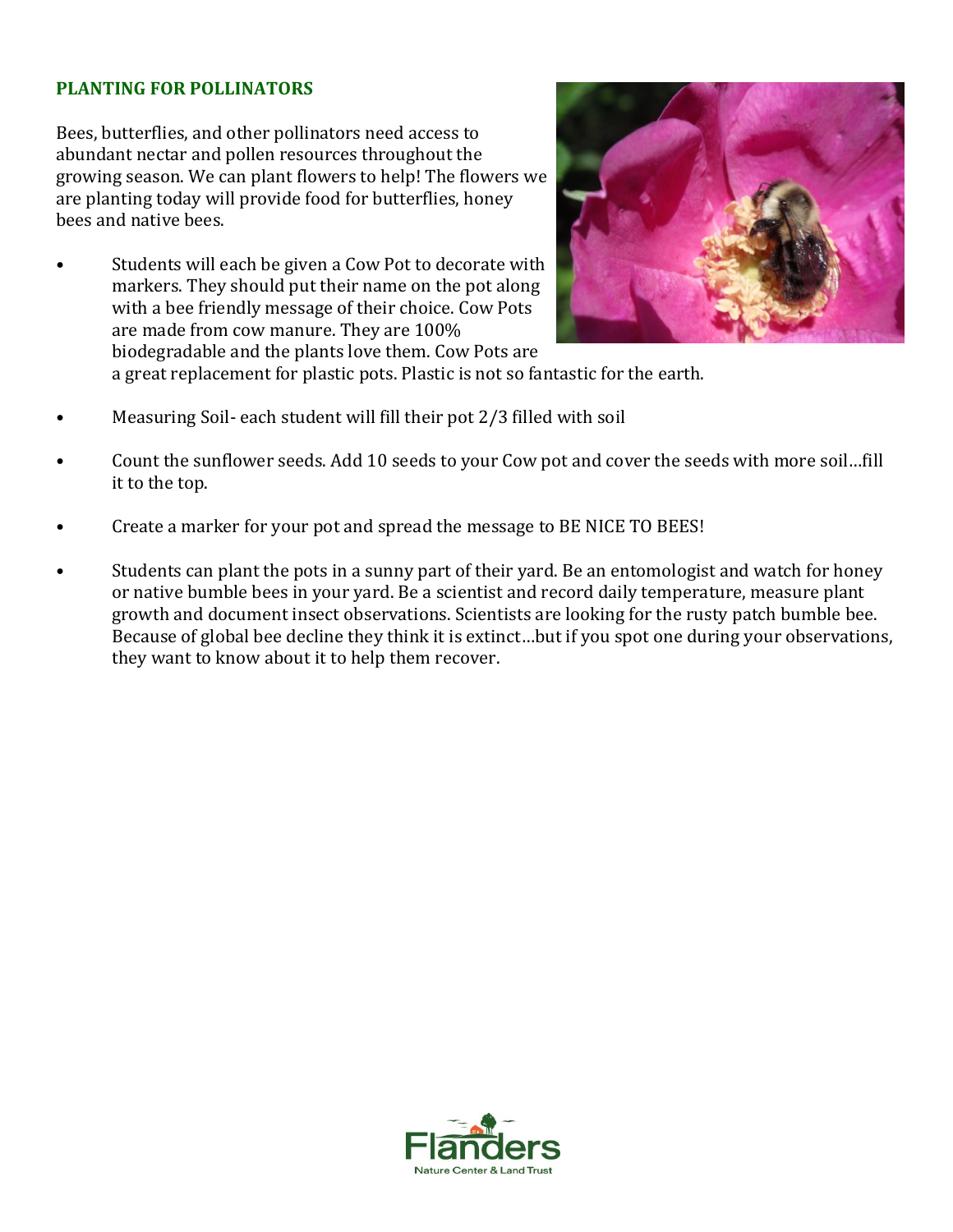## PLANTING FOR POLLINATORS

Bees, butterflies, and other pollinators need access to abundant nectar and pollen resources throughout the growing season. We can plant flowers to help! The flowers we are planting today will provide food for butterflies, honey bees and native bees.

- Students will each be given a Cow Pot to decorate with markers. They should put their name on the pot along with a bee friendly message of their choice. Cow Pots are made from cow manure. They are 100% biodegradable and the plants love them. Cow Pots are a great replacement for plastic pots. Plastic is not so fantastic for the earth.
- Measuring Soil- each student will fill their pot 2/3 filled with soil
- Count the sunflower seeds. Add 10 seeds to your Cow pot and cover the seeds with more soil…fill it to the top.
- Create a marker for your pot and spread the message to BE NICE TO BEES!
- Students can plant the pots in a sunny part of their yard. Be an entomologist and watch for honey or native bumble bees in your yard. Be a scientist and record daily temperature, measure plant growth and document insect observations. Scientists are looking for the rusty patch bumble bee. Because of global bee decline they think it is extinct…but if you spot one during your observations, they want to know about it to help them recover.

Flanders
Nature Center & Land Trust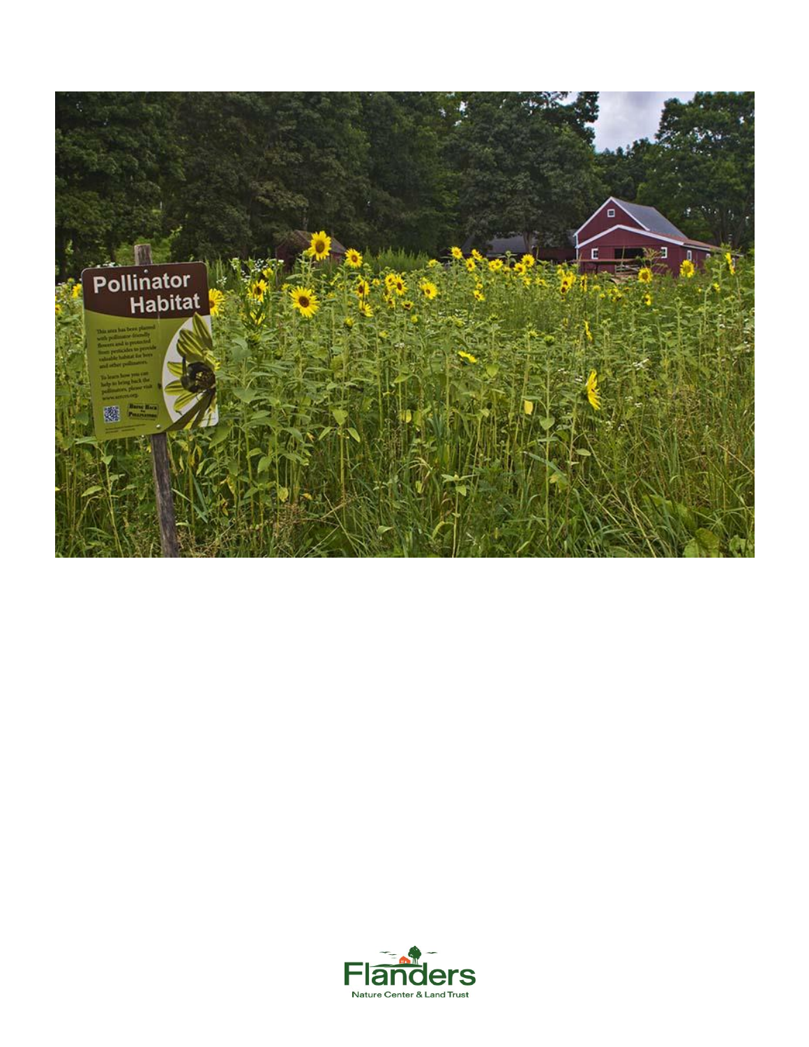Flanders

Nature Center & Land Trust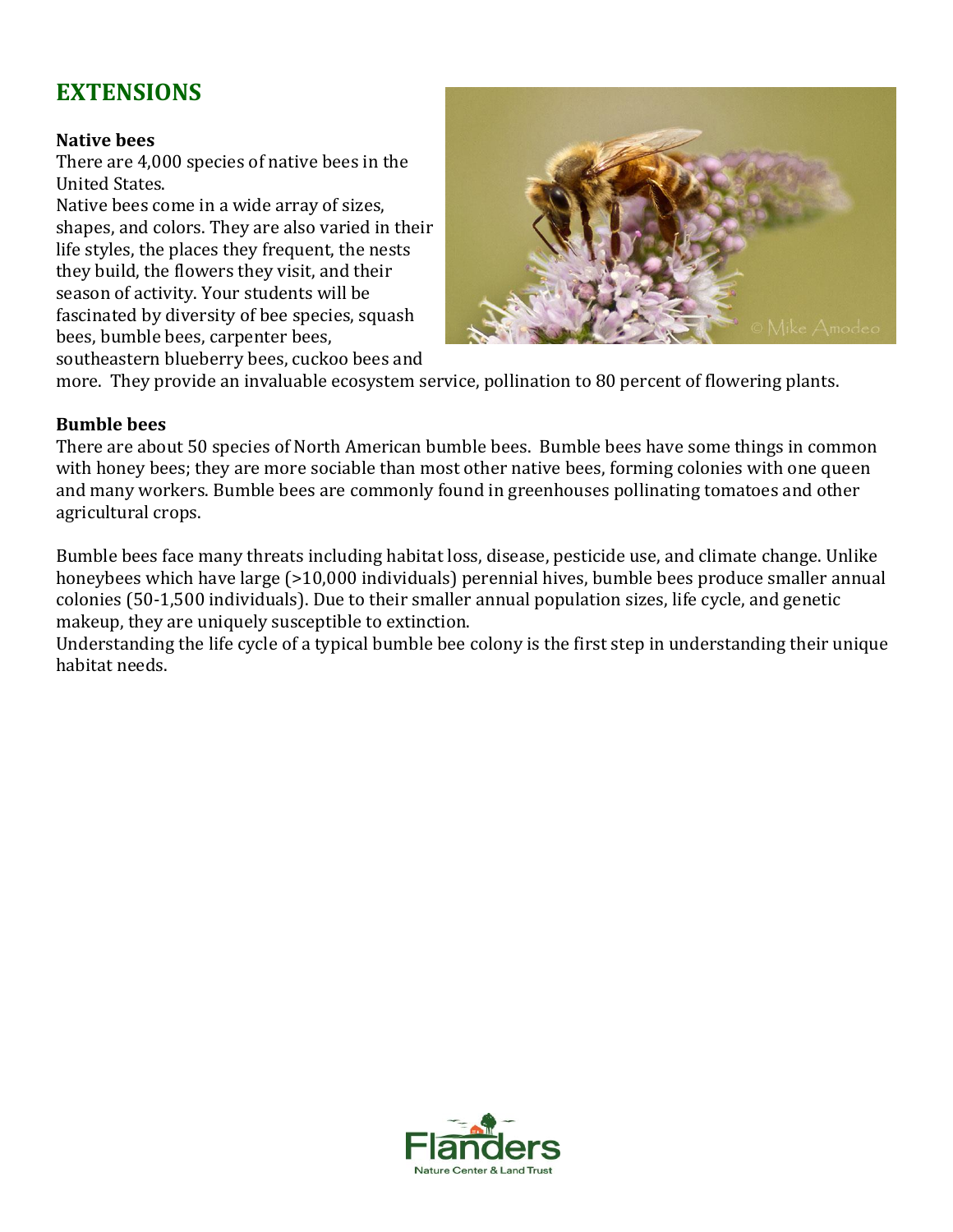## EXTENSIONS

**Native bees**

There are 4,000 species of native bees in the United States.

Native bees come in a wide array of sizes, shapes, and colors. They are also varied in their life styles, the places they frequent, the nests they build, the flowers they visit, and their season of activity. Your students will be fascinated by diversity of bee species, squash bees, bumble bees, carpenter bees, southeastern blueberry bees, cuckoo bees and more. They provide an invaluable ecosystem service, pollination to 80 percent of flowering plants.

**Bumble bees**

There are about 50 species of North American bumble bees. Bumble bees have some things in common with honey bees; they are more sociable than most other native bees, forming colonies with one queen and many workers. Bumble bees are commonly found in greenhouses pollinating tomatoes and other agricultural crops.

Bumble bees face many threats including habitat loss, disease, pesticide use, and climate change. Unlike honeybees which have large (>10,000 individuals) perennial hives, bumble bees produce smaller annual colonies (50-1,500 individuals). Due to their smaller annual population sizes, life cycle, and genetic makeup, they are uniquely susceptible to extinction.

Understanding the life cycle of a typical bumble bee colony is the first step in understanding their unique habitat needs.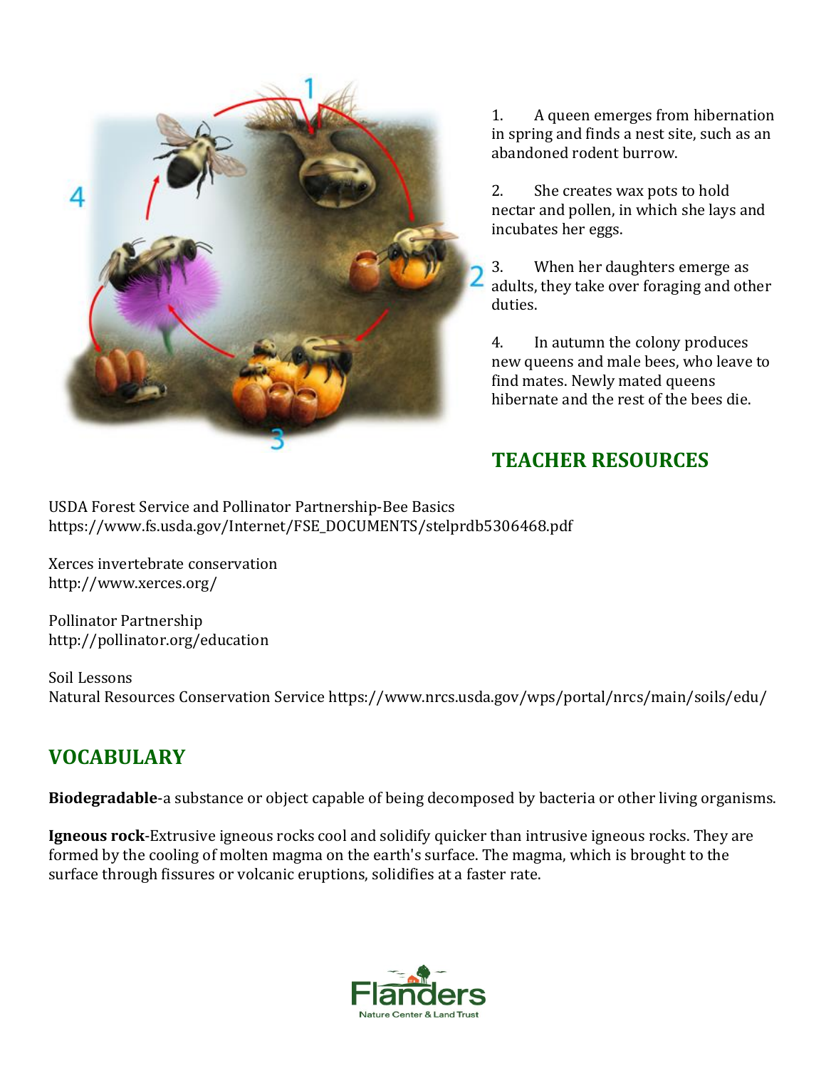1. A queen emerges from hibernation in spring and finds a nest site, such as an abandoned rodent burrow.

2. She creates wax pots to hold nectar and pollen, in which she lays and incubates her eggs.

3. When her daughters emerge as adults, they take over foraging and other duties.

4. In autumn the colony produces new queens and male bees, who leave to find mates. Newly mated queens hibernate and the rest of the bees die.

## TEACHER RESOURCES

USDA Forest Service and Pollinator Partnership-Bee Basics
https://www.fs.usda.gov/Internet/FSE_DOCUMENTS/stelprdb5306468.pdf

Xerces invertebrate conservation
http://www.xerces.org/

Pollinator Partnership
http://pollinator.org/education

Soil Lessons
Natural Resources Conservation Service https://www.nrcs.usda.gov/wps/portal/nrcs/main/soils/edu/

## VOCABULARY

**Biodegradable**-a substance or object capable of being decomposed by bacteria or other living organisms.

**Igneous rock**-Extrusive igneous rocks cool and solidify quicker than intrusive igneous rocks. They are formed by the cooling of molten magma on the earth's surface. The magma, which is brought to the surface through fissures or volcanic eruptions, solidifies at a faster rate.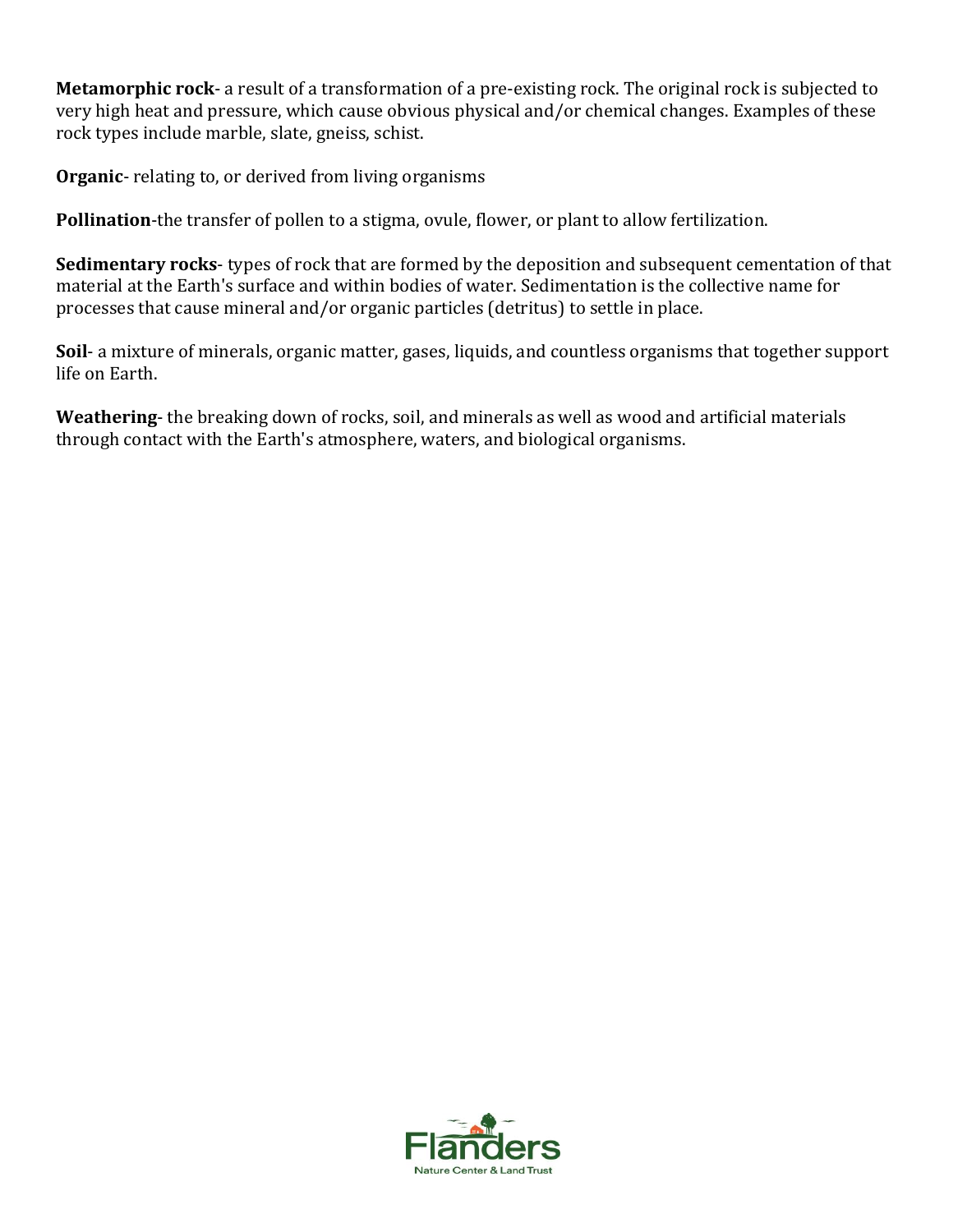**Metamorphic rock**- a result of a transformation of a pre-existing rock. The original rock is subjected to very high heat and pressure, which cause obvious physical and/or chemical changes. Examples of these rock types include marble, slate, gneiss, schist.

**Organic**- relating to, or derived from living organisms

**Pollination**-the transfer of pollen to a stigma, ovule, flower, or plant to allow fertilization.

**Sedimentary rocks**- types of rock that are formed by the deposition and subsequent cementation of that material at the Earth's surface and within bodies of water. Sedimentation is the collective name for processes that cause mineral and/or organic particles (detritus) to settle in place.

**Soil**- a mixture of minerals, organic matter, gases, liquids, and countless organisms that together support life on Earth.

**Weathering**- the breaking down of rocks, soil, and minerals as well as wood and artificial materials through contact with the Earth's atmosphere, waters, and biological organisms.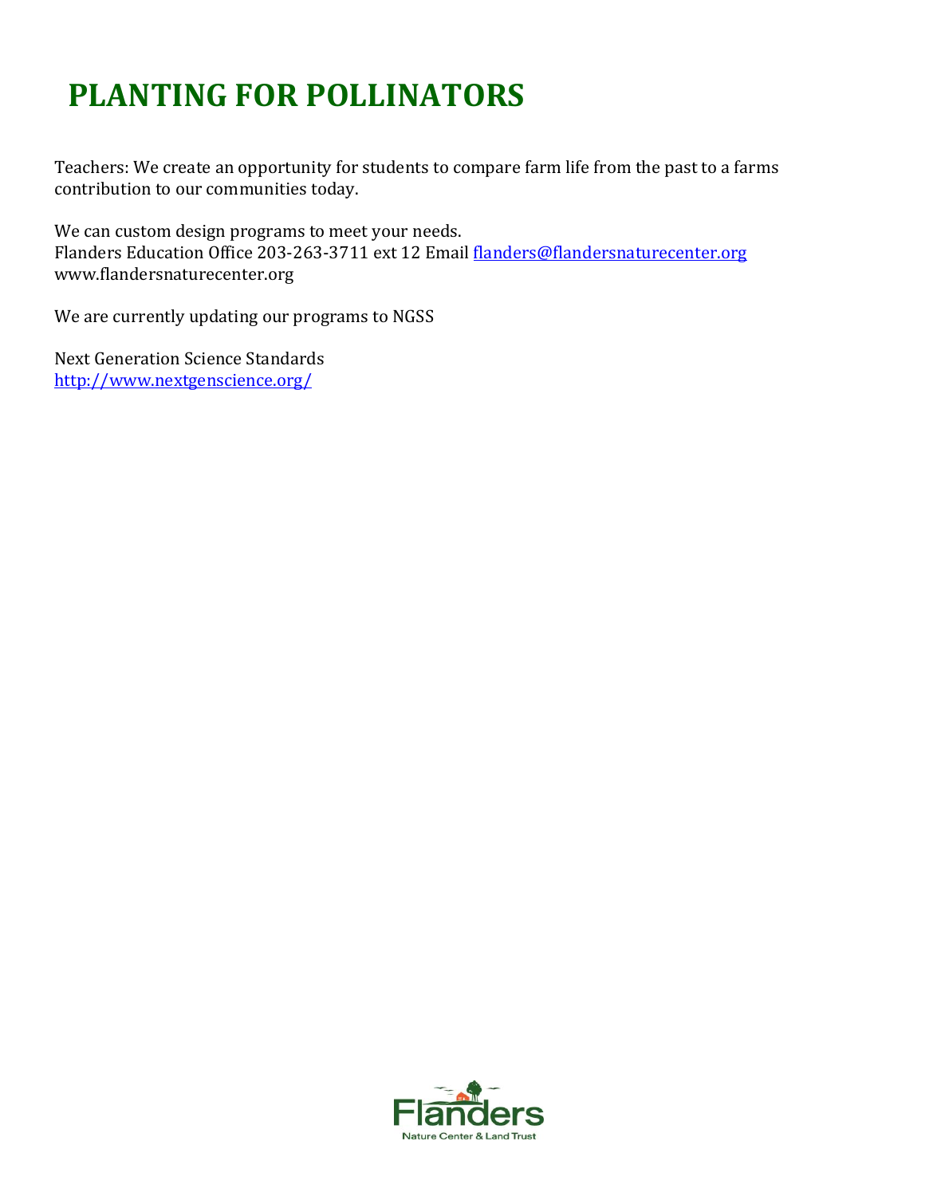# PLANTING FOR POLLINATORS

Teachers: We create an opportunity for students to compare farm life from the past to a farms contribution to our communities today.

We can custom design programs to meet your needs.
Flanders Education Office 203-263-3711 ext 12 Email flanders@flandersnaturecenter.org
www.flandersnaturecenter.org

We are currently updating our programs to NGSS

Next Generation Science Standards
http://www.nextgenscience.org/

Flanders
Nature Center & Land Trust